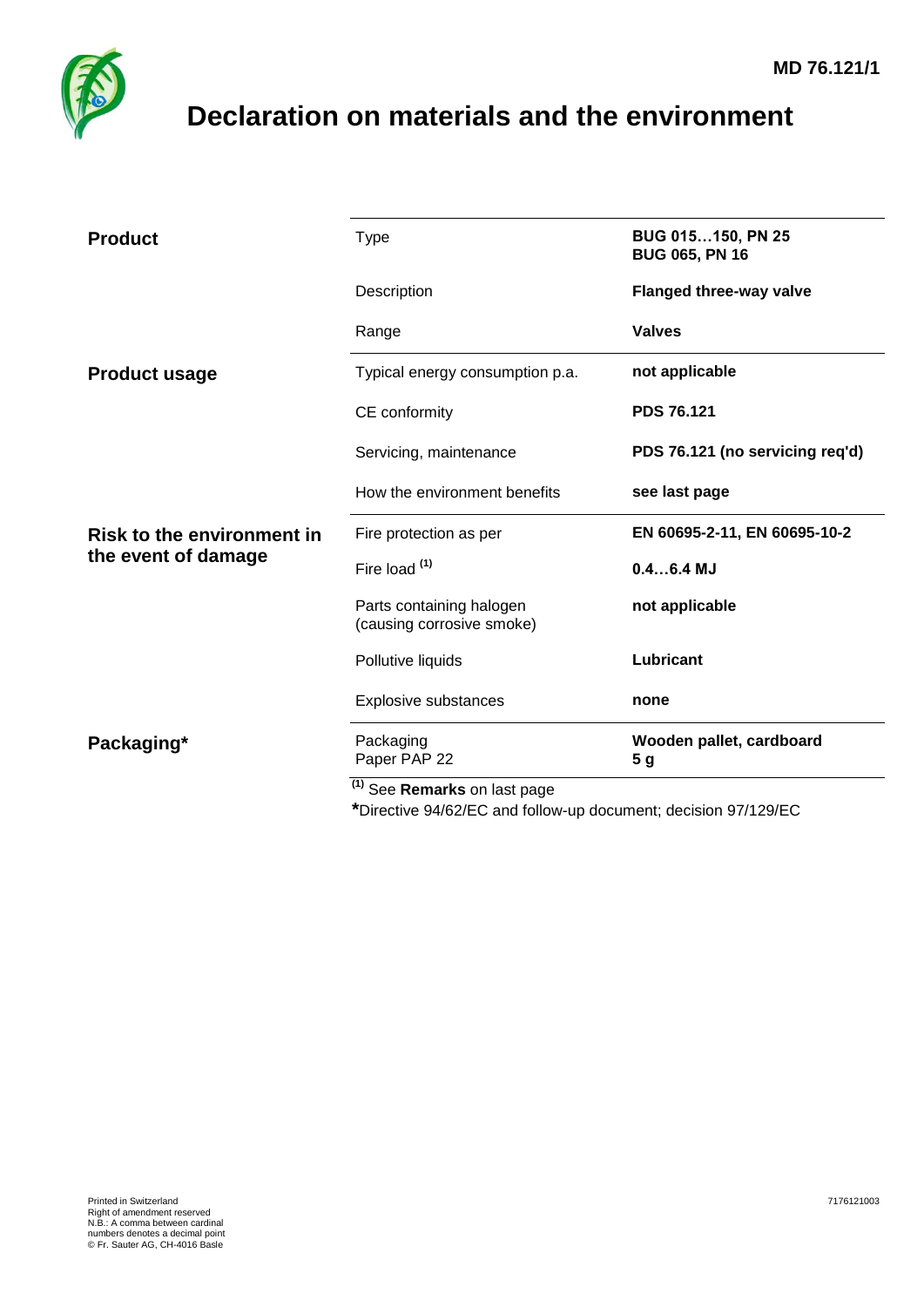MD 76.121/1

# Declaration on materials and the environment

| | | |
|---|---|---|
| **Product** | Type | **BUG 015…150, PN 25**<br>**BUG 065, PN 16** |
| | Description | **Flanged three-way valve** |
| | Range | **Valves** |
| **Product usage** | Typical energy consumption p.a. | **not applicable** |
| | CE conformity | **PDS 76.121** |
| | Servicing, maintenance | **PDS 76.121 (no servicing req'd)** |
| | How the environment benefits | **see last page** |
| **Risk to the environment in the event of damage** | Fire protection as per | **EN 60695-2-11, EN 60695-10-2** |
| | Fire load [(1)] | **0.4…6.4 MJ** |
| | Parts containing halogen (causing corrosive smoke) | **not applicable** |
| | Pollutive liquids | **Lubricant** |
| | Explosive substances | **none** |
| **Packaging*** | Packaging<br>Paper PAP 22 | **Wooden pallet, cardboard**<br>**5 g** |

[(1)] See **Remarks** on last page

***Directive 94/62/EC and follow-up document; decision 97/129/EC

Printed in Switzerland
Right of amendment reserved
N.B.: A comma between cardinal numbers denotes a decimal point
© Fr. Sauter AG, CH-4016 Basle

7176121003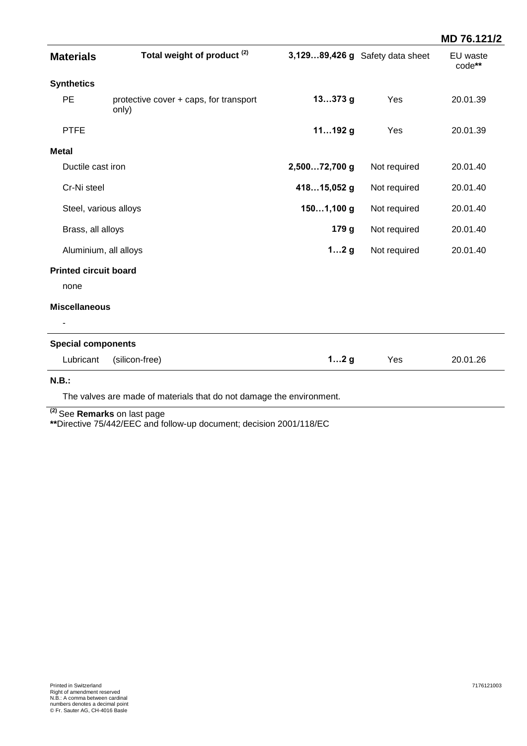MD 76.121/2

| Materials | Total weight of product [2] | 3,129…89,426 g | Safety data sheet | EU waste code** |
|---|---|---|---|---|
| **Synthetics** | | | | |
| PE | protective cover + caps, for transport only) | **13…373 g** | Yes | 20.01.39 |
| PTFE | | **11…192 g** | Yes | 20.01.39 |
| **Metal** | | | | |
| Ductile cast iron | | **2,500…72,700 g** | Not required | 20.01.40 |
| Cr-Ni steel | | **418…15,052 g** | Not required | 20.01.40 |
| Steel, various alloys | | **150…1,100 g** | Not required | 20.01.40 |
| Brass, all alloys | | **179 g** | Not required | 20.01.40 |
| Aluminium, all alloys | | **1…2 g** | Not required | 20.01.40 |
| **Printed circuit board** | | | | |
| none | | | | |
| **Miscellaneous** | | | | |
| - | | | | |
| **Special components** | | | | |
| Lubricant | (silicon-free) | **1…2 g** | Yes | 20.01.26 |

**N.B.:**

The valves are made of materials that do not damage the environment.

[2] See **Remarks** on last page

**Directive 75/442/EEC and follow-up document; decision 2001/118/EC

Printed in Switzerland
Right of amendment reserved
N.B.: A comma between cardinal numbers denotes a decimal point
© Fr. Sauter AG, CH-4016 Basle

7176121003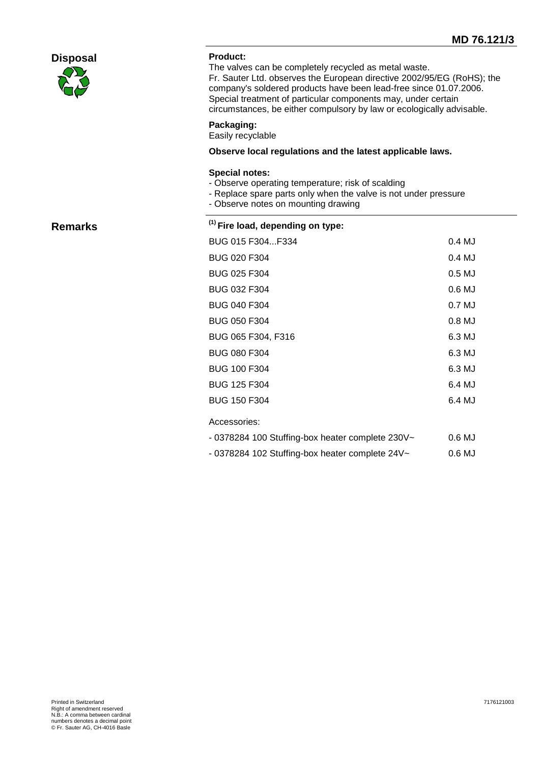## Disposal

**Product:**
The valves can be completely recycled as metal waste.
Fr. Sauter Ltd. observes the European directive 2002/95/EG (RoHS); the company's soldered products have been lead-free since 01.07.2006.
Special treatment of particular components may, under certain circumstances, be either compulsory by law or ecologically advisable.

**Packaging:**
Easily recyclable

**Observe local regulations and the latest applicable laws.**

**Special notes:**
- Observe operating temperature; risk of scalding
- Replace spare parts only when the valve is not under pressure
- Observe notes on mounting drawing

## Remarks

**[1] Fire load, depending on type:**

| | |
|---|---|
| BUG 015 F304...F334 | 0.4 MJ |
| BUG 020 F304 | 0.4 MJ |
| BUG 025 F304 | 0.5 MJ |
| BUG 032 F304 | 0.6 MJ |
| BUG 040 F304 | 0.7 MJ |
| BUG 050 F304 | 0.8 MJ |
| BUG 065 F304, F316 | 6.3 MJ |
| BUG 080 F304 | 6.3 MJ |
| BUG 100 F304 | 6.3 MJ |
| BUG 125 F304 | 6.4 MJ |
| BUG 150 F304 | 6.4 MJ |

Accessories:

| | |
|---|---|
| - 0378284 100 Stuffing-box heater complete 230V~ | 0.6 MJ |
| - 0378284 102 Stuffing-box heater complete 24V~ | 0.6 MJ |

Printed in Switzerland
Right of amendment reserved
N.B.: A comma between cardinal numbers denotes a decimal point
© Fr. Sauter AG, CH-4016 Basle

7176121003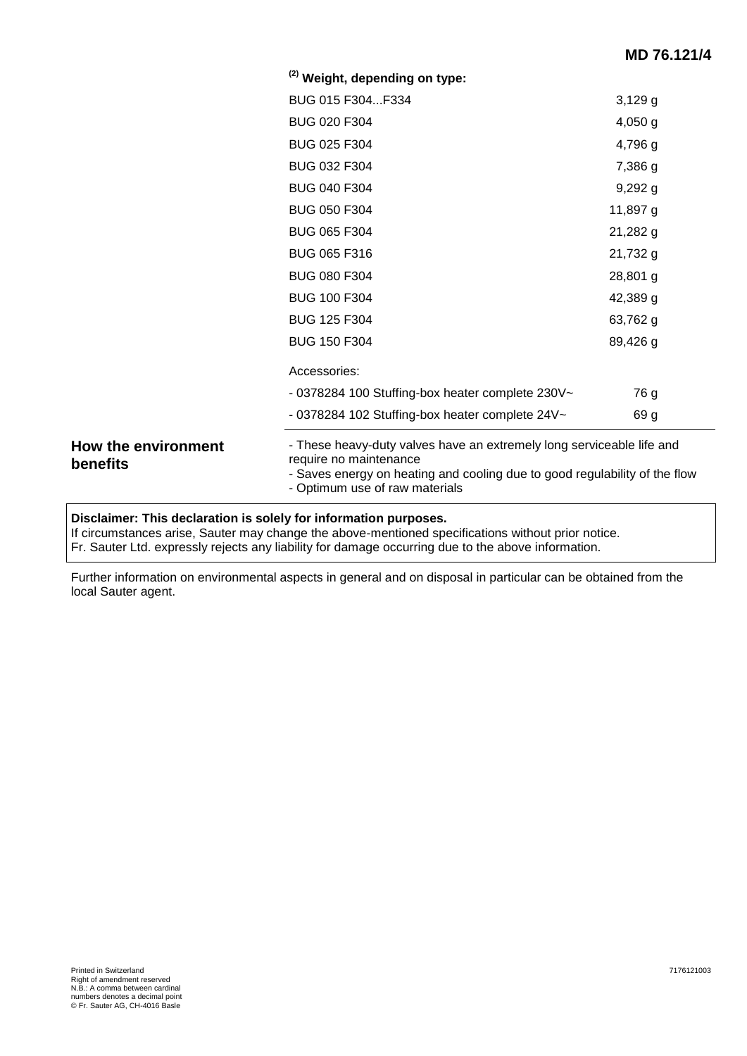**[2] Weight, depending on type:**

| | |
|---|---|
| BUG 015 F304...F334 | 3,129 g |
| BUG 020 F304 | 4,050 g |
| BUG 025 F304 | 4,796 g |
| BUG 032 F304 | 7,386 g |
| BUG 040 F304 | 9,292 g |
| BUG 050 F304 | 11,897 g |
| BUG 065 F304 | 21,282 g |
| BUG 065 F316 | 21,732 g |
| BUG 080 F304 | 28,801 g |
| BUG 100 F304 | 42,389 g |
| BUG 125 F304 | 63,762 g |
| BUG 150 F304 | 89,426 g |
| Accessories: | |
| - 0378284 100 Stuffing-box heater complete 230V~ | 76 g |
| - 0378284 102 Stuffing-box heater complete 24V~ | 69 g |

## How the environment benefits

- These heavy-duty valves have an extremely long serviceable life and require no maintenance
- Saves energy on heating and cooling due to good regulability of the flow
- Optimum use of raw materials

**Disclaimer: This declaration is solely for information purposes.**
If circumstances arise, Sauter may change the above-mentioned specifications without prior notice.
Fr. Sauter Ltd. expressly rejects any liability for damage occurring due to the above information.

Further information on environmental aspects in general and on disposal in particular can be obtained from the local Sauter agent.

Printed in Switzerland
Right of amendment reserved
N.B.: A comma between cardinal numbers denotes a decimal point
© Fr. Sauter AG, CH-4016 Basle

7176121003